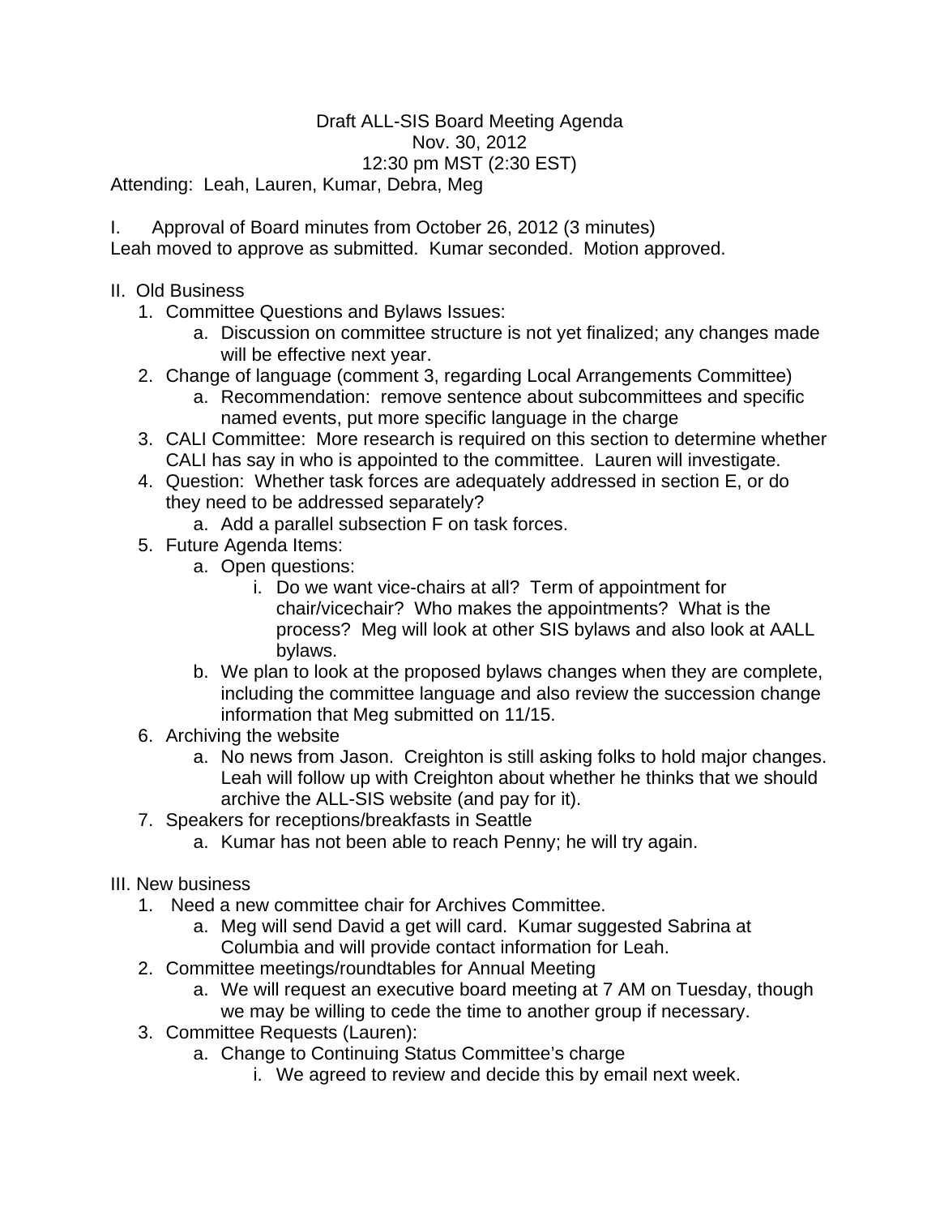Draft ALL-SIS Board Meeting Agenda
Nov. 30, 2012
12:30 pm MST (2:30 EST)

Attending: Leah, Lauren, Kumar, Debra, Meg

I. Approval of Board minutes from October 26, 2012 (3 minutes)
Leah moved to approve as submitted. Kumar seconded. Motion approved.

II. Old Business

1. Committee Questions and Bylaws Issues:
   a. Discussion on committee structure is not yet finalized; any changes made will be effective next year.
2. Change of language (comment 3, regarding Local Arrangements Committee)
   a. Recommendation: remove sentence about subcommittees and specific named events, put more specific language in the charge
3. CALI Committee: More research is required on this section to determine whether CALI has say in who is appointed to the committee. Lauren will investigate.
4. Question: Whether task forces are adequately addressed in section E, or do they need to be addressed separately?
   a. Add a parallel subsection F on task forces.
5. Future Agenda Items:
   a. Open questions:
      i. Do we want vice-chairs at all? Term of appointment for chair/vicechair? Who makes the appointments? What is the process? Meg will look at other SIS bylaws and also look at AALL bylaws.
   b. We plan to look at the proposed bylaws changes when they are complete, including the committee language and also review the succession change information that Meg submitted on 11/15.
6. Archiving the website
   a. No news from Jason. Creighton is still asking folks to hold major changes. Leah will follow up with Creighton about whether he thinks that we should archive the ALL-SIS website (and pay for it).
7. Speakers for receptions/breakfasts in Seattle
   a. Kumar has not been able to reach Penny; he will try again.

III. New business

1. Need a new committee chair for Archives Committee.
   a. Meg will send David a get will card. Kumar suggested Sabrina at Columbia and will provide contact information for Leah.
2. Committee meetings/roundtables for Annual Meeting
   a. We will request an executive board meeting at 7 AM on Tuesday, though we may be willing to cede the time to another group if necessary.
3. Committee Requests (Lauren):
   a. Change to Continuing Status Committee's charge
      i. We agreed to review and decide this by email next week.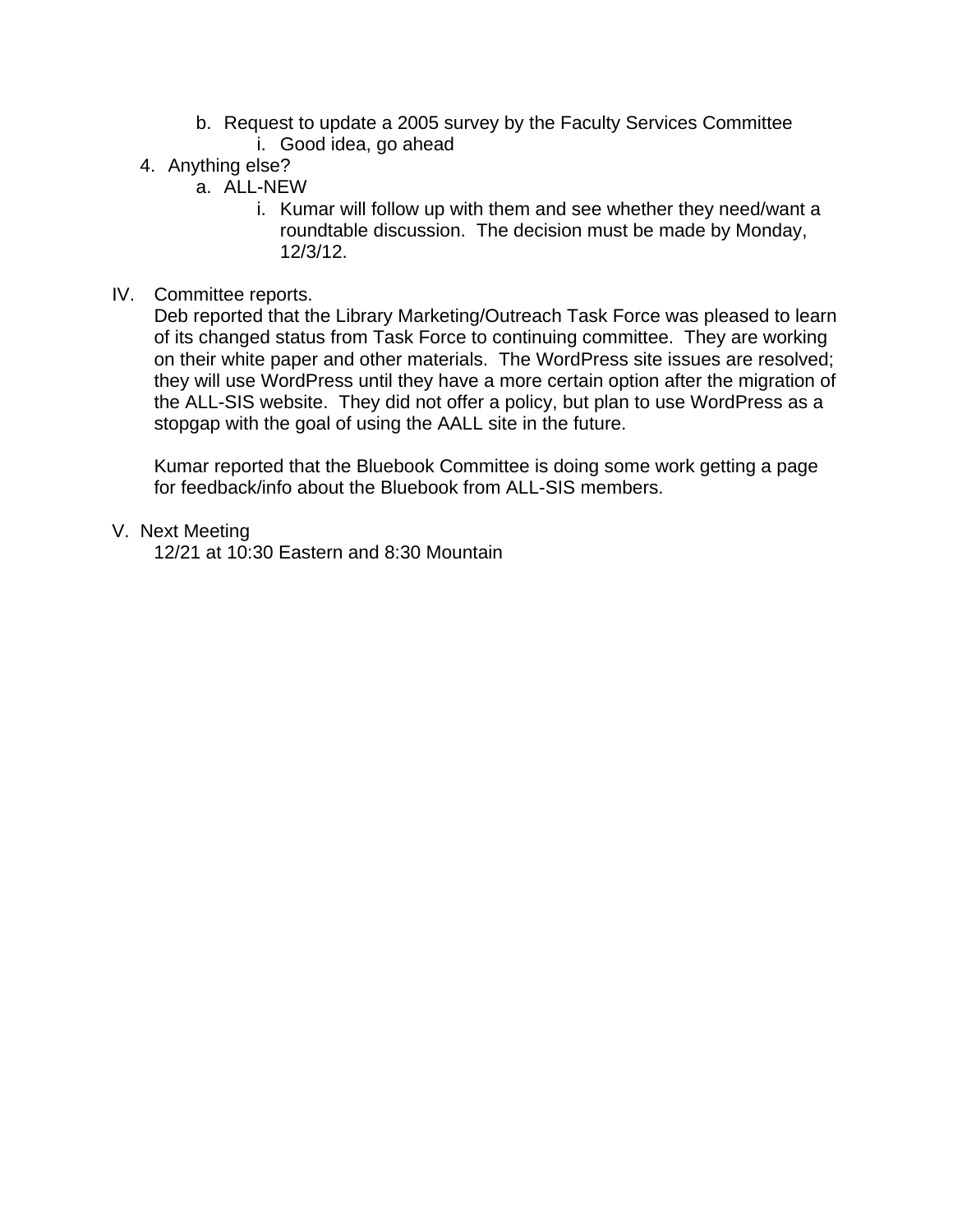b. Request to update a 2005 survey by the Faculty Services Committee
      i. Good idea, go ahead
4. Anything else?
   a. ALL-NEW
      i. Kumar will follow up with them and see whether they need/want a roundtable discussion. The decision must be made by Monday, 12/3/12.

IV. Committee reports.

Deb reported that the Library Marketing/Outreach Task Force was pleased to learn of its changed status from Task Force to continuing committee. They are working on their white paper and other materials. The WordPress site issues are resolved; they will use WordPress until they have a more certain option after the migration of the ALL-SIS website. They did not offer a policy, but plan to use WordPress as a stopgap with the goal of using the AALL site in the future.

Kumar reported that the Bluebook Committee is doing some work getting a page for feedback/info about the Bluebook from ALL-SIS members.

V. Next Meeting

12/21 at 10:30 Eastern and 8:30 Mountain